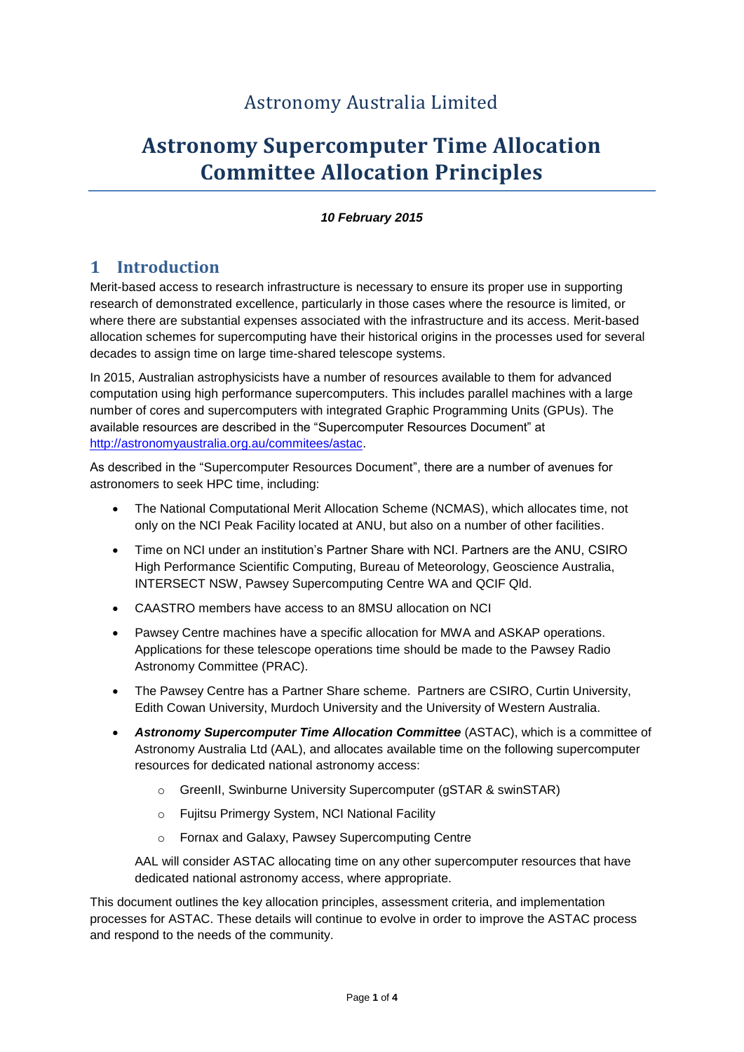Astronomy Australia Limited

# Astronomy Supercomputer Time Allocation Committee Allocation Principles

***10 February 2015***

## 1 Introduction

Merit-based access to research infrastructure is necessary to ensure its proper use in supporting research of demonstrated excellence, particularly in those cases where the resource is limited, or where there are substantial expenses associated with the infrastructure and its access. Merit-based allocation schemes for supercomputing have their historical origins in the processes used for several decades to assign time on large time-shared telescope systems.

In 2015, Australian astrophysicists have a number of resources available to them for advanced computation using high performance supercomputers. This includes parallel machines with a large number of cores and supercomputers with integrated Graphic Programming Units (GPUs). The available resources are described in the "Supercomputer Resources Document" at http://astronomyaustralia.org.au/commitees/astac.

As described in the "Supercomputer Resources Document", there are a number of avenues for astronomers to seek HPC time, including:

- The National Computational Merit Allocation Scheme (NCMAS), which allocates time, not only on the NCI Peak Facility located at ANU, but also on a number of other facilities.
- Time on NCI under an institution's Partner Share with NCI. Partners are the ANU, CSIRO High Performance Scientific Computing, Bureau of Meteorology, Geoscience Australia, INTERSECT NSW, Pawsey Supercomputing Centre WA and QCIF Qld.
- CAASTRO members have access to an 8MSU allocation on NCI
- Pawsey Centre machines have a specific allocation for MWA and ASKAP operations. Applications for these telescope operations time should be made to the Pawsey Radio Astronomy Committee (PRAC).
- The Pawsey Centre has a Partner Share scheme. Partners are CSIRO, Curtin University, Edith Cowan University, Murdoch University and the University of Western Australia.
- ***Astronomy Supercomputer Time Allocation Committee*** (ASTAC), which is a committee of Astronomy Australia Ltd (AAL), and allocates available time on the following supercomputer resources for dedicated national astronomy access:
    - GreenII, Swinburne University Supercomputer (gSTAR & swinSTAR)
    - Fujitsu Primergy System, NCI National Facility
    - Fornax and Galaxy, Pawsey Supercomputing Centre

  AAL will consider ASTAC allocating time on any other supercomputer resources that have dedicated national astronomy access, where appropriate.

This document outlines the key allocation principles, assessment criteria, and implementation processes for ASTAC. These details will continue to evolve in order to improve the ASTAC process and respond to the needs of the community.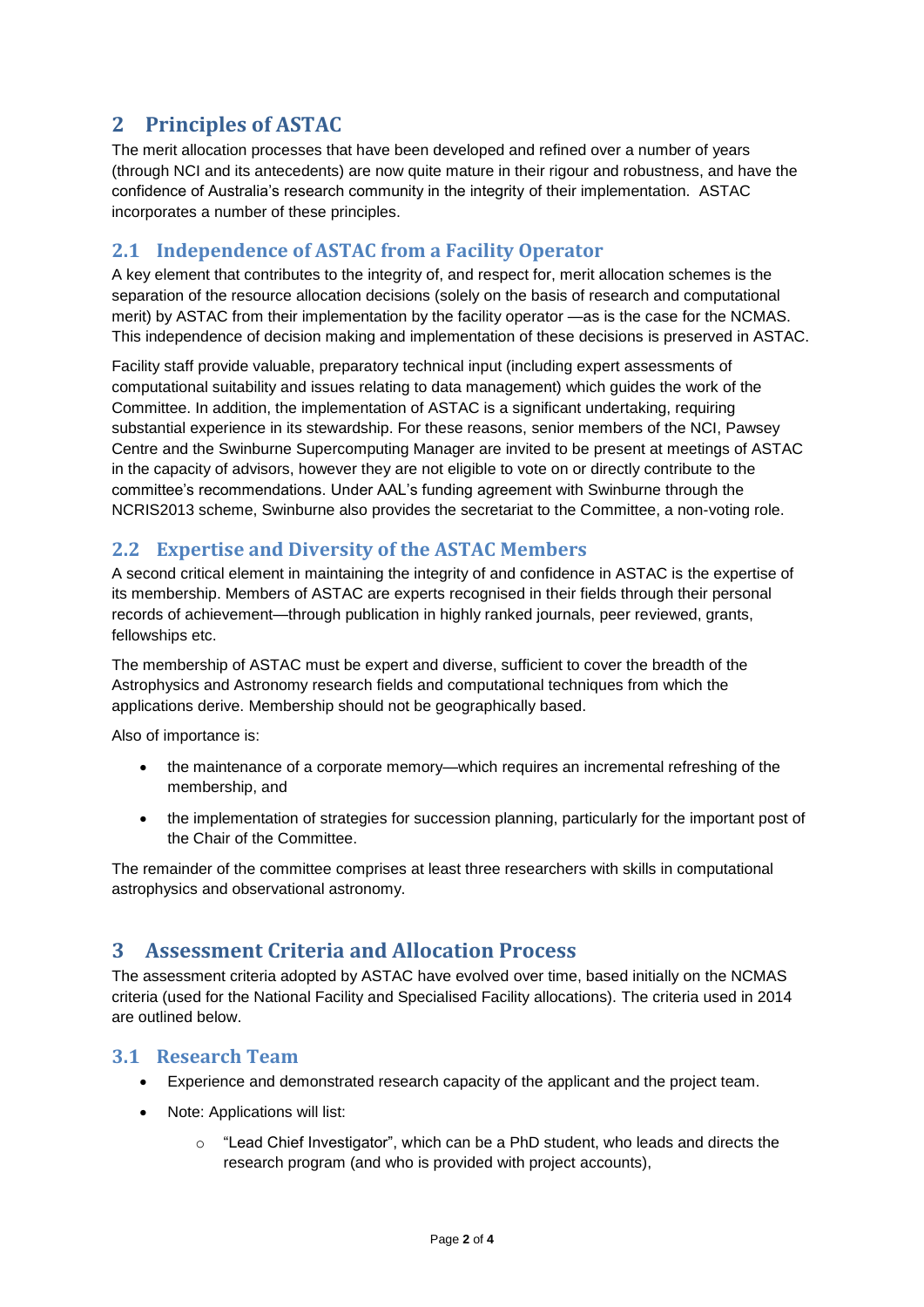# 2 Principles of ASTAC

The merit allocation processes that have been developed and refined over a number of years (through NCI and its antecedents) are now quite mature in their rigour and robustness, and have the confidence of Australia's research community in the integrity of their implementation. ASTAC incorporates a number of these principles.

## 2.1 Independence of ASTAC from a Facility Operator

A key element that contributes to the integrity of, and respect for, merit allocation schemes is the separation of the resource allocation decisions (solely on the basis of research and computational merit) by ASTAC from their implementation by the facility operator —as is the case for the NCMAS. This independence of decision making and implementation of these decisions is preserved in ASTAC.

Facility staff provide valuable, preparatory technical input (including expert assessments of computational suitability and issues relating to data management) which guides the work of the Committee. In addition, the implementation of ASTAC is a significant undertaking, requiring substantial experience in its stewardship. For these reasons, senior members of the NCI, Pawsey Centre and the Swinburne Supercomputing Manager are invited to be present at meetings of ASTAC in the capacity of advisors, however they are not eligible to vote on or directly contribute to the committee's recommendations. Under AAL's funding agreement with Swinburne through the NCRIS2013 scheme, Swinburne also provides the secretariat to the Committee, a non-voting role.

## 2.2 Expertise and Diversity of the ASTAC Members

A second critical element in maintaining the integrity of and confidence in ASTAC is the expertise of its membership. Members of ASTAC are experts recognised in their fields through their personal records of achievement—through publication in highly ranked journals, peer reviewed, grants, fellowships etc.

The membership of ASTAC must be expert and diverse, sufficient to cover the breadth of the Astrophysics and Astronomy research fields and computational techniques from which the applications derive. Membership should not be geographically based.

Also of importance is:

- the maintenance of a corporate memory—which requires an incremental refreshing of the membership, and
- the implementation of strategies for succession planning, particularly for the important post of the Chair of the Committee.

The remainder of the committee comprises at least three researchers with skills in computational astrophysics and observational astronomy.

# 3 Assessment Criteria and Allocation Process

The assessment criteria adopted by ASTAC have evolved over time, based initially on the NCMAS criteria (used for the National Facility and Specialised Facility allocations). The criteria used in 2014 are outlined below.

## 3.1 Research Team

- Experience and demonstrated research capacity of the applicant and the project team.
- Note: Applications will list:
  - "Lead Chief Investigator", which can be a PhD student, who leads and directs the research program (and who is provided with project accounts),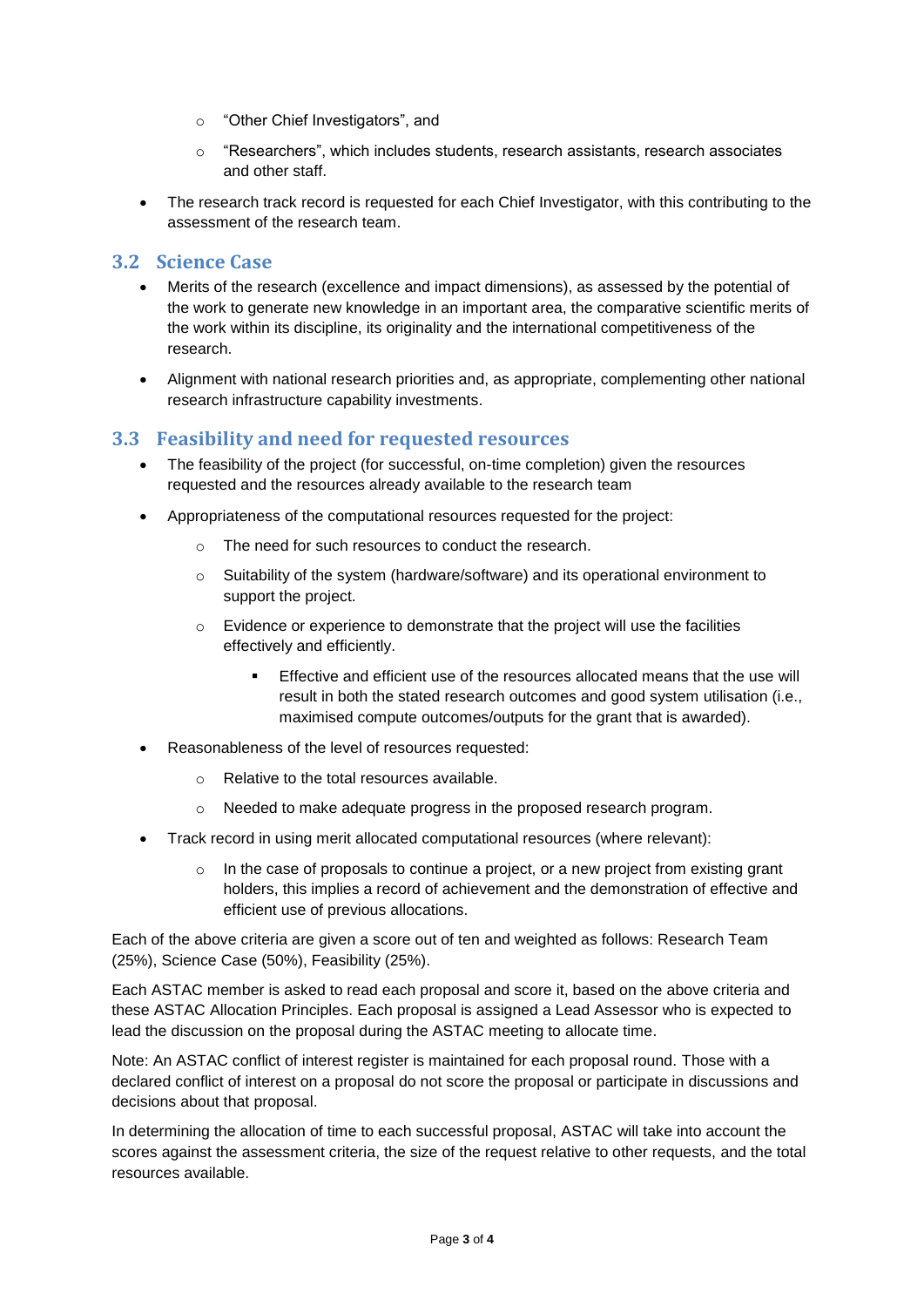- "Other Chief Investigators", and
    - "Researchers", which includes students, research assistants, research associates and other staff.
- The research track record is requested for each Chief Investigator, with this contributing to the assessment of the research team.

## 3.2 Science Case

- Merits of the research (excellence and impact dimensions), as assessed by the potential of the work to generate new knowledge in an important area, the comparative scientific merits of the work within its discipline, its originality and the international competitiveness of the research.
- Alignment with national research priorities and, as appropriate, complementing other national research infrastructure capability investments.

## 3.3 Feasibility and need for requested resources

- The feasibility of the project (for successful, on-time completion) given the resources requested and the resources already available to the research team
- Appropriateness of the computational resources requested for the project:
    - The need for such resources to conduct the research.
    - Suitability of the system (hardware/software) and its operational environment to support the project.
    - Evidence or experience to demonstrate that the project will use the facilities effectively and efficiently.
        - Effective and efficient use of the resources allocated means that the use will result in both the stated research outcomes and good system utilisation (i.e., maximised compute outcomes/outputs for the grant that is awarded).
- Reasonableness of the level of resources requested:
    - Relative to the total resources available.
    - Needed to make adequate progress in the proposed research program.
- Track record in using merit allocated computational resources (where relevant):
    - In the case of proposals to continue a project, or a new project from existing grant holders, this implies a record of achievement and the demonstration of effective and efficient use of previous allocations.

Each of the above criteria are given a score out of ten and weighted as follows: Research Team (25%), Science Case (50%), Feasibility (25%).

Each ASTAC member is asked to read each proposal and score it, based on the above criteria and these ASTAC Allocation Principles. Each proposal is assigned a Lead Assessor who is expected to lead the discussion on the proposal during the ASTAC meeting to allocate time.

Note: An ASTAC conflict of interest register is maintained for each proposal round. Those with a declared conflict of interest on a proposal do not score the proposal or participate in discussions and decisions about that proposal.

In determining the allocation of time to each successful proposal, ASTAC will take into account the scores against the assessment criteria, the size of the request relative to other requests, and the total resources available.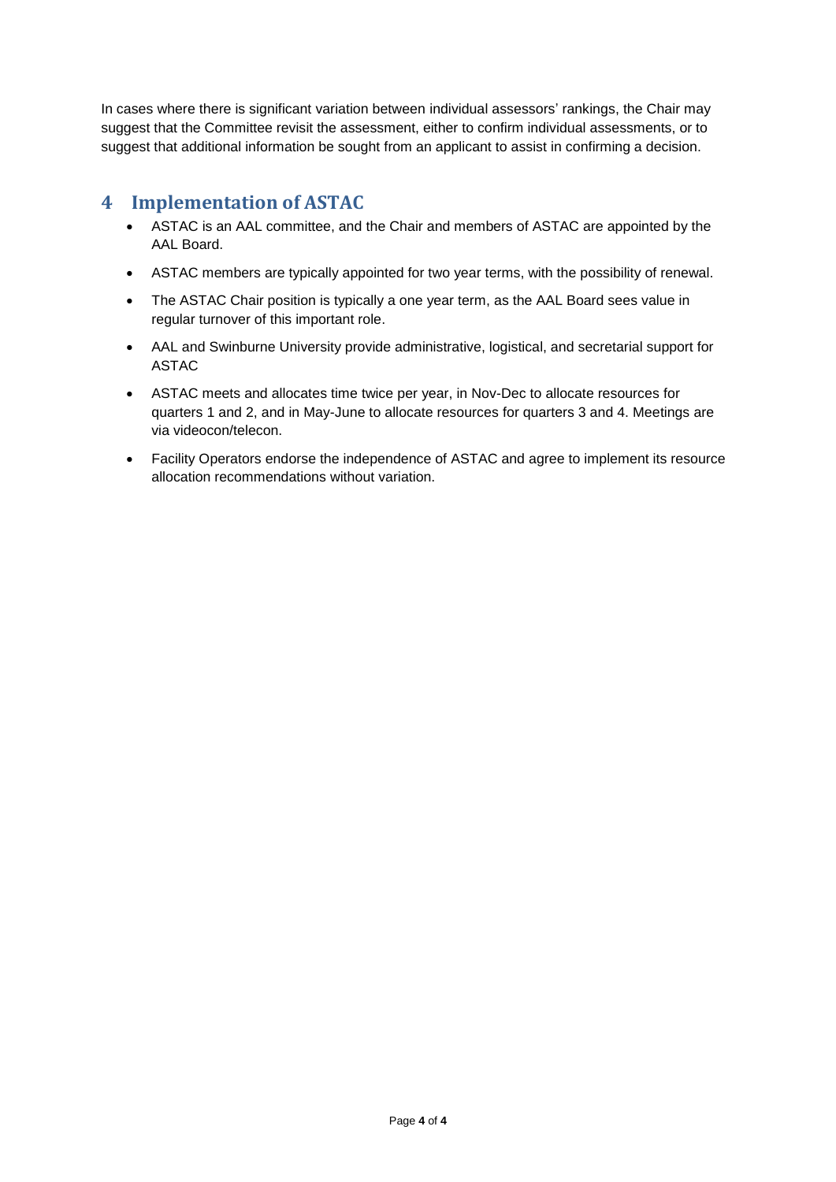In cases where there is significant variation between individual assessors' rankings, the Chair may suggest that the Committee revisit the assessment, either to confirm individual assessments, or to suggest that additional information be sought from an applicant to assist in confirming a decision.

## 4 Implementation of ASTAC

- ASTAC is an AAL committee, and the Chair and members of ASTAC are appointed by the AAL Board.
- ASTAC members are typically appointed for two year terms, with the possibility of renewal.
- The ASTAC Chair position is typically a one year term, as the AAL Board sees value in regular turnover of this important role.
- AAL and Swinburne University provide administrative, logistical, and secretarial support for ASTAC
- ASTAC meets and allocates time twice per year, in Nov-Dec to allocate resources for quarters 1 and 2, and in May-June to allocate resources for quarters 3 and 4. Meetings are via videocon/telecon.
- Facility Operators endorse the independence of ASTAC and agree to implement its resource allocation recommendations without variation.